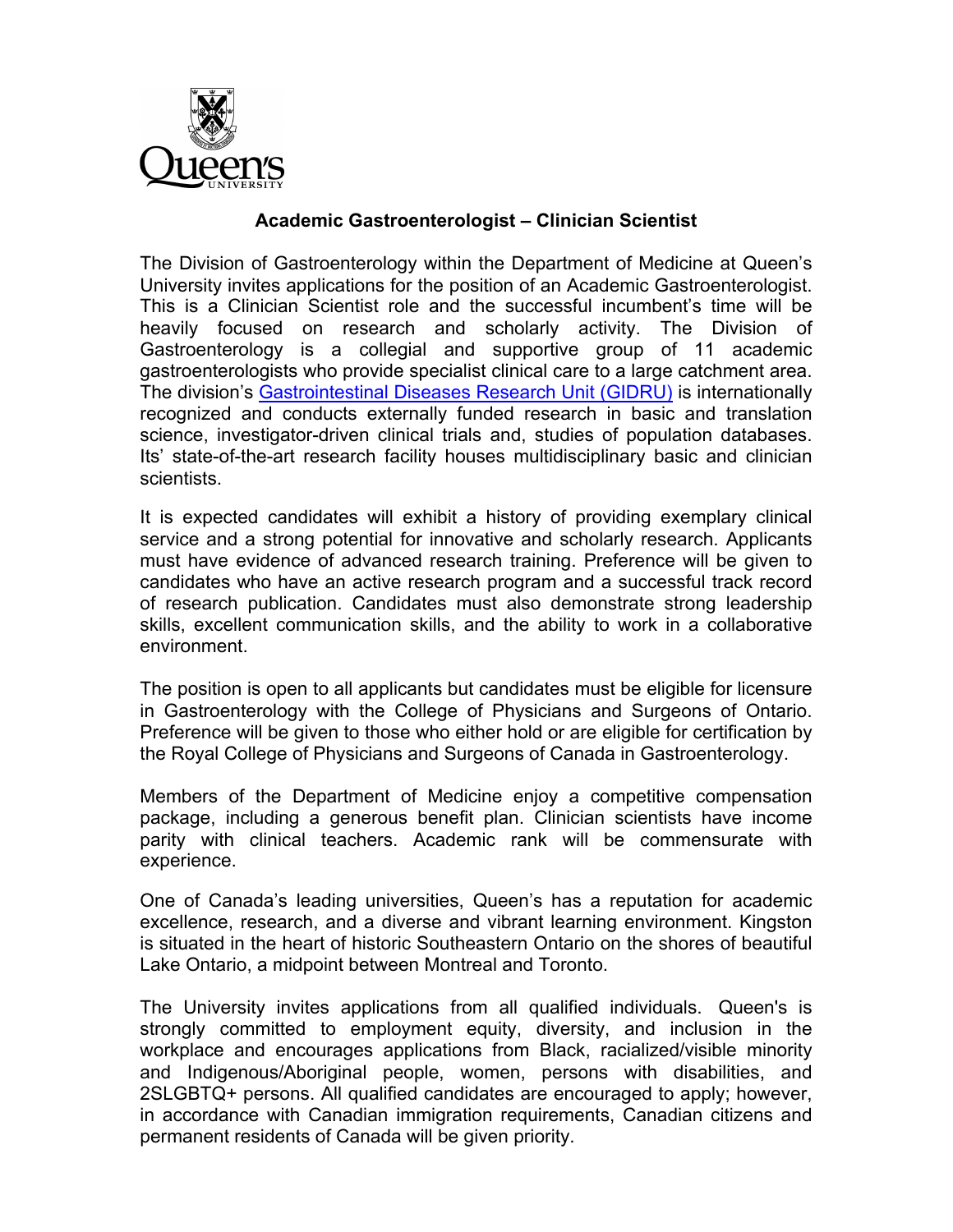# Academic Gastroenterologist – Clinician Scientist

The Division of Gastroenterology within the Department of Medicine at Queen's University invites applications for the position of an Academic Gastroenterologist. This is a Clinician Scientist role and the successful incumbent's time will be heavily focused on research and scholarly activity. The Division of Gastroenterology is a collegial and supportive group of 11 academic gastroenterologists who provide specialist clinical care to a large catchment area. The division's Gastrointestinal Diseases Research Unit (GIDRU) is internationally recognized and conducts externally funded research in basic and translation science, investigator-driven clinical trials and, studies of population databases. Its' state-of-the-art research facility houses multidisciplinary basic and clinician scientists.

It is expected candidates will exhibit a history of providing exemplary clinical service and a strong potential for innovative and scholarly research. Applicants must have evidence of advanced research training. Preference will be given to candidates who have an active research program and a successful track record of research publication. Candidates must also demonstrate strong leadership skills, excellent communication skills, and the ability to work in a collaborative environment.

The position is open to all applicants but candidates must be eligible for licensure in Gastroenterology with the College of Physicians and Surgeons of Ontario. Preference will be given to those who either hold or are eligible for certification by the Royal College of Physicians and Surgeons of Canada in Gastroenterology.

Members of the Department of Medicine enjoy a competitive compensation package, including a generous benefit plan. Clinician scientists have income parity with clinical teachers. Academic rank will be commensurate with experience.

One of Canada's leading universities, Queen's has a reputation for academic excellence, research, and a diverse and vibrant learning environment. Kingston is situated in the heart of historic Southeastern Ontario on the shores of beautiful Lake Ontario, a midpoint between Montreal and Toronto.

The University invites applications from all qualified individuals. Queen's is strongly committed to employment equity, diversity, and inclusion in the workplace and encourages applications from Black, racialized/visible minority and Indigenous/Aboriginal people, women, persons with disabilities, and 2SLGBTQ+ persons. All qualified candidates are encouraged to apply; however, in accordance with Canadian immigration requirements, Canadian citizens and permanent residents of Canada will be given priority.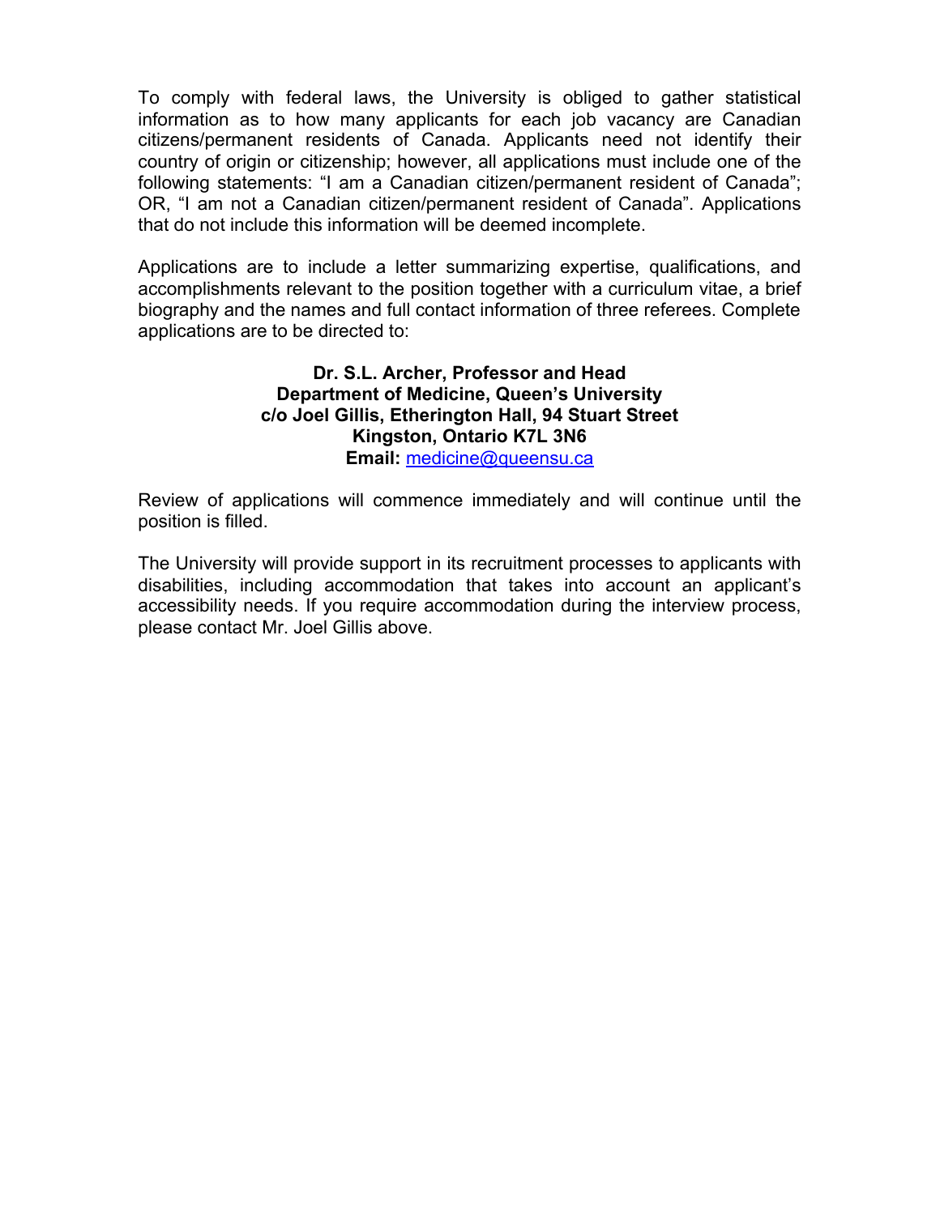To comply with federal laws, the University is obliged to gather statistical information as to how many applicants for each job vacancy are Canadian citizens/permanent residents of Canada. Applicants need not identify their country of origin or citizenship; however, all applications must include one of the following statements: "I am a Canadian citizen/permanent resident of Canada"; OR, "I am not a Canadian citizen/permanent resident of Canada". Applications that do not include this information will be deemed incomplete.

Applications are to include a letter summarizing expertise, qualifications, and accomplishments relevant to the position together with a curriculum vitae, a brief biography and the names and full contact information of three referees. Complete applications are to be directed to:

**Dr. S.L. Archer, Professor and Head**
**Department of Medicine, Queen's University**
**c/o Joel Gillis, Etherington Hall, 94 Stuart Street**
**Kingston, Ontario K7L 3N6**
**Email:** medicine@queensu.ca

Review of applications will commence immediately and will continue until the position is filled.

The University will provide support in its recruitment processes to applicants with disabilities, including accommodation that takes into account an applicant's accessibility needs. If you require accommodation during the interview process, please contact Mr. Joel Gillis above.